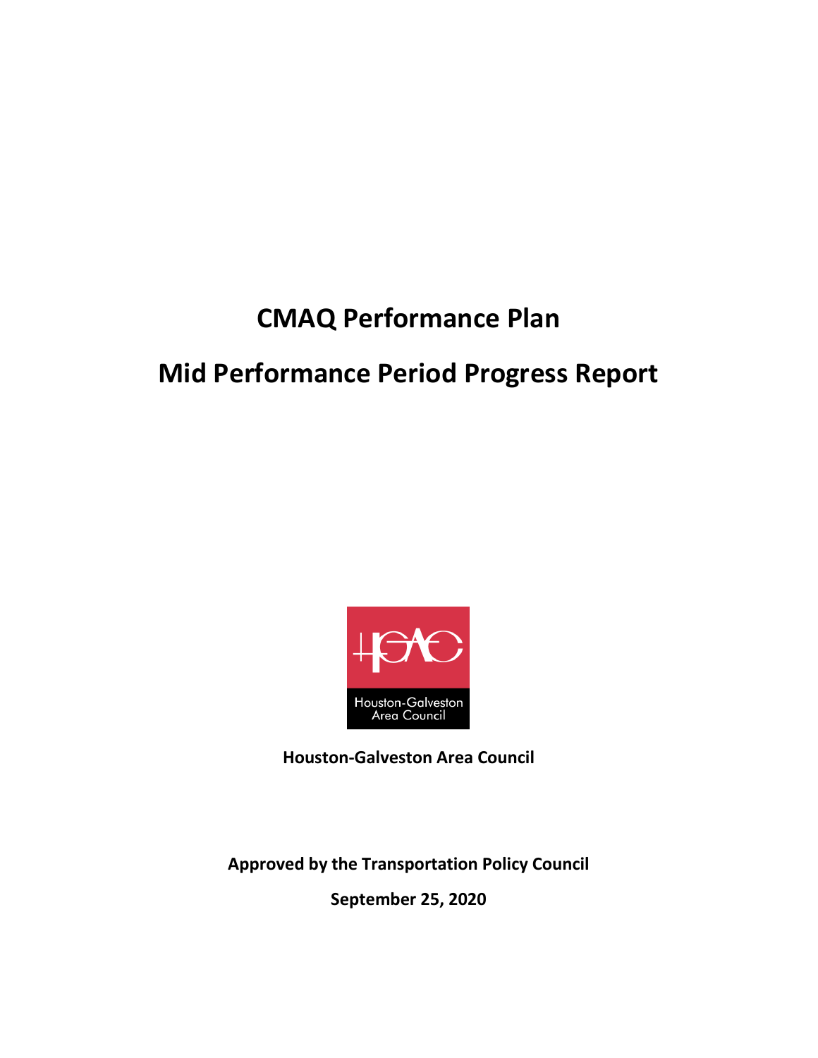# CMAQ Performance Plan

# Mid Performance Period Progress Report

Houston-Galveston Area Council

**Houston-Galveston Area Council**

**Approved by the Transportation Policy Council**

**September 25, 2020**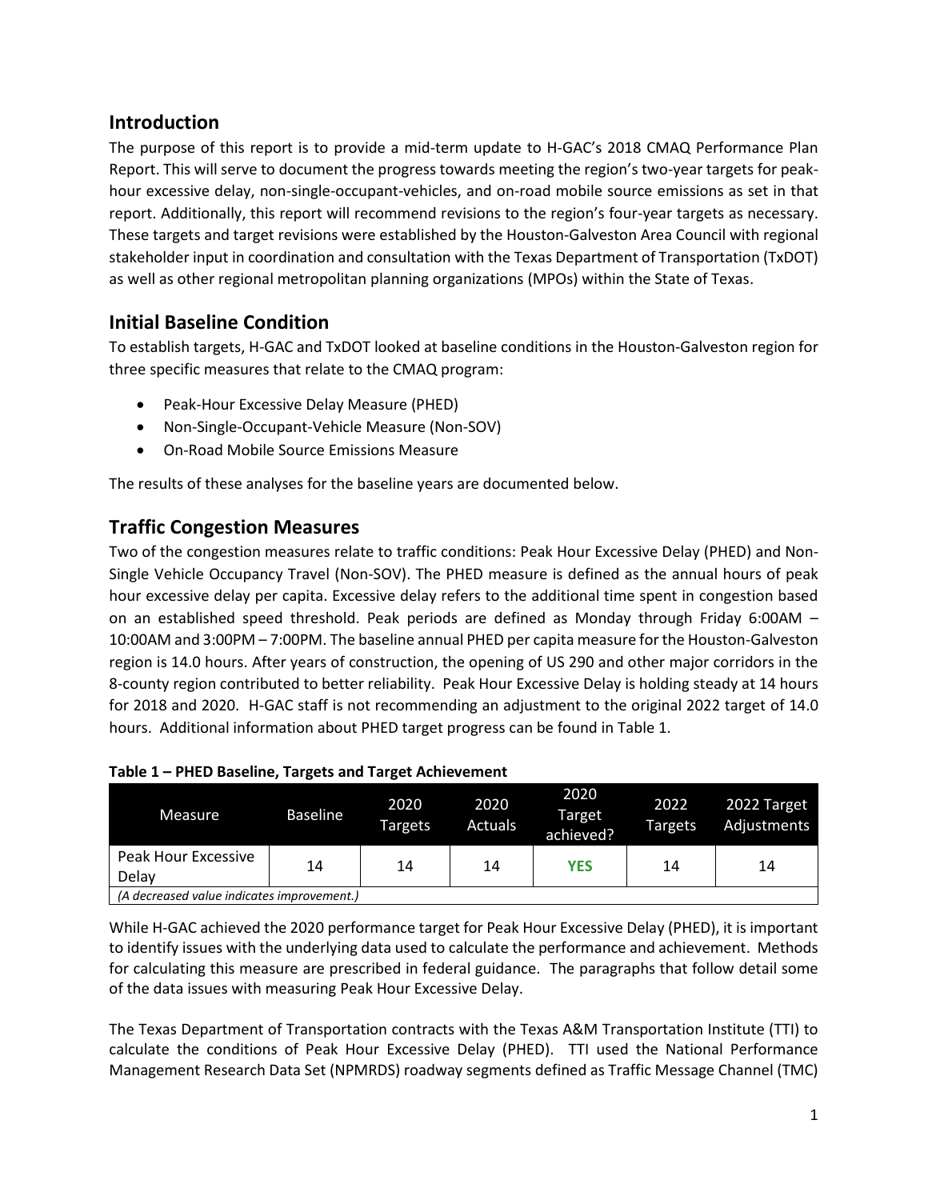## Introduction

The purpose of this report is to provide a mid-term update to H-GAC's 2018 CMAQ Performance Plan Report. This will serve to document the progress towards meeting the region's two-year targets for peak-hour excessive delay, non-single-occupant-vehicles, and on-road mobile source emissions as set in that report. Additionally, this report will recommend revisions to the region's four-year targets as necessary. These targets and target revisions were established by the Houston-Galveston Area Council with regional stakeholder input in coordination and consultation with the Texas Department of Transportation (TxDOT) as well as other regional metropolitan planning organizations (MPOs) within the State of Texas.

## Initial Baseline Condition

To establish targets, H-GAC and TxDOT looked at baseline conditions in the Houston-Galveston region for three specific measures that relate to the CMAQ program:

- Peak-Hour Excessive Delay Measure (PHED)
- Non-Single-Occupant-Vehicle Measure (Non-SOV)
- On-Road Mobile Source Emissions Measure

The results of these analyses for the baseline years are documented below.

## Traffic Congestion Measures

Two of the congestion measures relate to traffic conditions: Peak Hour Excessive Delay (PHED) and Non-Single Vehicle Occupancy Travel (Non-SOV). The PHED measure is defined as the annual hours of peak hour excessive delay per capita. Excessive delay refers to the additional time spent in congestion based on an established speed threshold. Peak periods are defined as Monday through Friday 6:00AM – 10:00AM and 3:00PM – 7:00PM. The baseline annual PHED per capita measure for the Houston-Galveston region is 14.0 hours. After years of construction, the opening of US 290 and other major corridors in the 8-county region contributed to better reliability. Peak Hour Excessive Delay is holding steady at 14 hours for 2018 and 2020. H-GAC staff is not recommending an adjustment to the original 2022 target of 14.0 hours. Additional information about PHED target progress can be found in Table 1.

**Table 1 – PHED Baseline, Targets and Target Achievement**

| Measure | Baseline | 2020 Targets | 2020 Actuals | 2020 Target achieved? | 2022 Targets | 2022 Target Adjustments |
|---|---|---|---|---|---|---|
| Peak Hour Excessive Delay | 14 | 14 | 14 | **YES** | 14 | 14 |
| *(A decreased value indicates improvement.)* | | | | | | |

While H-GAC achieved the 2020 performance target for Peak Hour Excessive Delay (PHED), it is important to identify issues with the underlying data used to calculate the performance and achievement. Methods for calculating this measure are prescribed in federal guidance. The paragraphs that follow detail some of the data issues with measuring Peak Hour Excessive Delay.

The Texas Department of Transportation contracts with the Texas A&M Transportation Institute (TTI) to calculate the conditions of Peak Hour Excessive Delay (PHED). TTI used the National Performance Management Research Data Set (NPMRDS) roadway segments defined as Traffic Message Channel (TMC)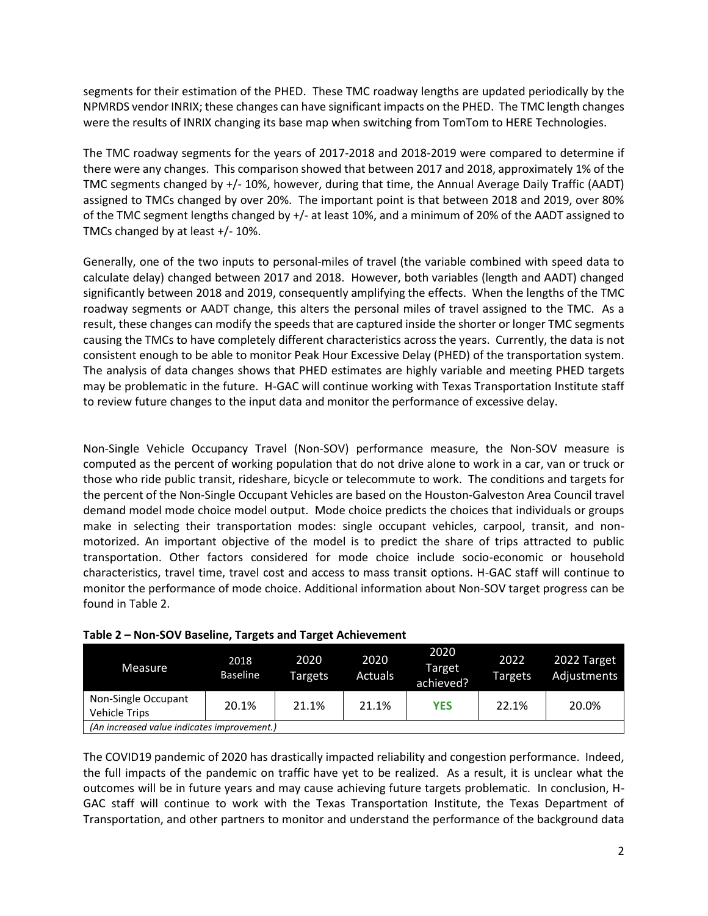segments for their estimation of the PHED. These TMC roadway lengths are updated periodically by the NPMRDS vendor INRIX; these changes can have significant impacts on the PHED. The TMC length changes were the results of INRIX changing its base map when switching from TomTom to HERE Technologies.

The TMC roadway segments for the years of 2017-2018 and 2018-2019 were compared to determine if there were any changes. This comparison showed that between 2017 and 2018, approximately 1% of the TMC segments changed by +/- 10%, however, during that time, the Annual Average Daily Traffic (AADT) assigned to TMCs changed by over 20%. The important point is that between 2018 and 2019, over 80% of the TMC segment lengths changed by +/- at least 10%, and a minimum of 20% of the AADT assigned to TMCs changed by at least +/- 10%.

Generally, one of the two inputs to personal-miles of travel (the variable combined with speed data to calculate delay) changed between 2017 and 2018. However, both variables (length and AADT) changed significantly between 2018 and 2019, consequently amplifying the effects. When the lengths of the TMC roadway segments or AADT change, this alters the personal miles of travel assigned to the TMC. As a result, these changes can modify the speeds that are captured inside the shorter or longer TMC segments causing the TMCs to have completely different characteristics across the years. Currently, the data is not consistent enough to be able to monitor Peak Hour Excessive Delay (PHED) of the transportation system. The analysis of data changes shows that PHED estimates are highly variable and meeting PHED targets may be problematic in the future. H-GAC will continue working with Texas Transportation Institute staff to review future changes to the input data and monitor the performance of excessive delay.

Non-Single Vehicle Occupancy Travel (Non-SOV) performance measure, the Non-SOV measure is computed as the percent of working population that do not drive alone to work in a car, van or truck or those who ride public transit, rideshare, bicycle or telecommute to work. The conditions and targets for the percent of the Non-Single Occupant Vehicles are based on the Houston-Galveston Area Council travel demand model mode choice model output. Mode choice predicts the choices that individuals or groups make in selecting their transportation modes: single occupant vehicles, carpool, transit, and non-motorized. An important objective of the model is to predict the share of trips attracted to public transportation. Other factors considered for mode choice include socio-economic or household characteristics, travel time, travel cost and access to mass transit options. H-GAC staff will continue to monitor the performance of mode choice. Additional information about Non-SOV target progress can be found in Table 2.

**Table 2 – Non-SOV Baseline, Targets and Target Achievement**

| Measure | 2018 Baseline | 2020 Targets | 2020 Actuals | 2020 Target achieved? | 2022 Targets | 2022 Target Adjustments |
|---|---|---|---|---|---|---|
| Non-Single Occupant Vehicle Trips | 20.1% | 21.1% | 21.1% | **YES** | 22.1% | 20.0% |
| *(An increased value indicates improvement.)* | | | | | | |

The COVID19 pandemic of 2020 has drastically impacted reliability and congestion performance. Indeed, the full impacts of the pandemic on traffic have yet to be realized. As a result, it is unclear what the outcomes will be in future years and may cause achieving future targets problematic. In conclusion, H-GAC staff will continue to work with the Texas Transportation Institute, the Texas Department of Transportation, and other partners to monitor and understand the performance of the background data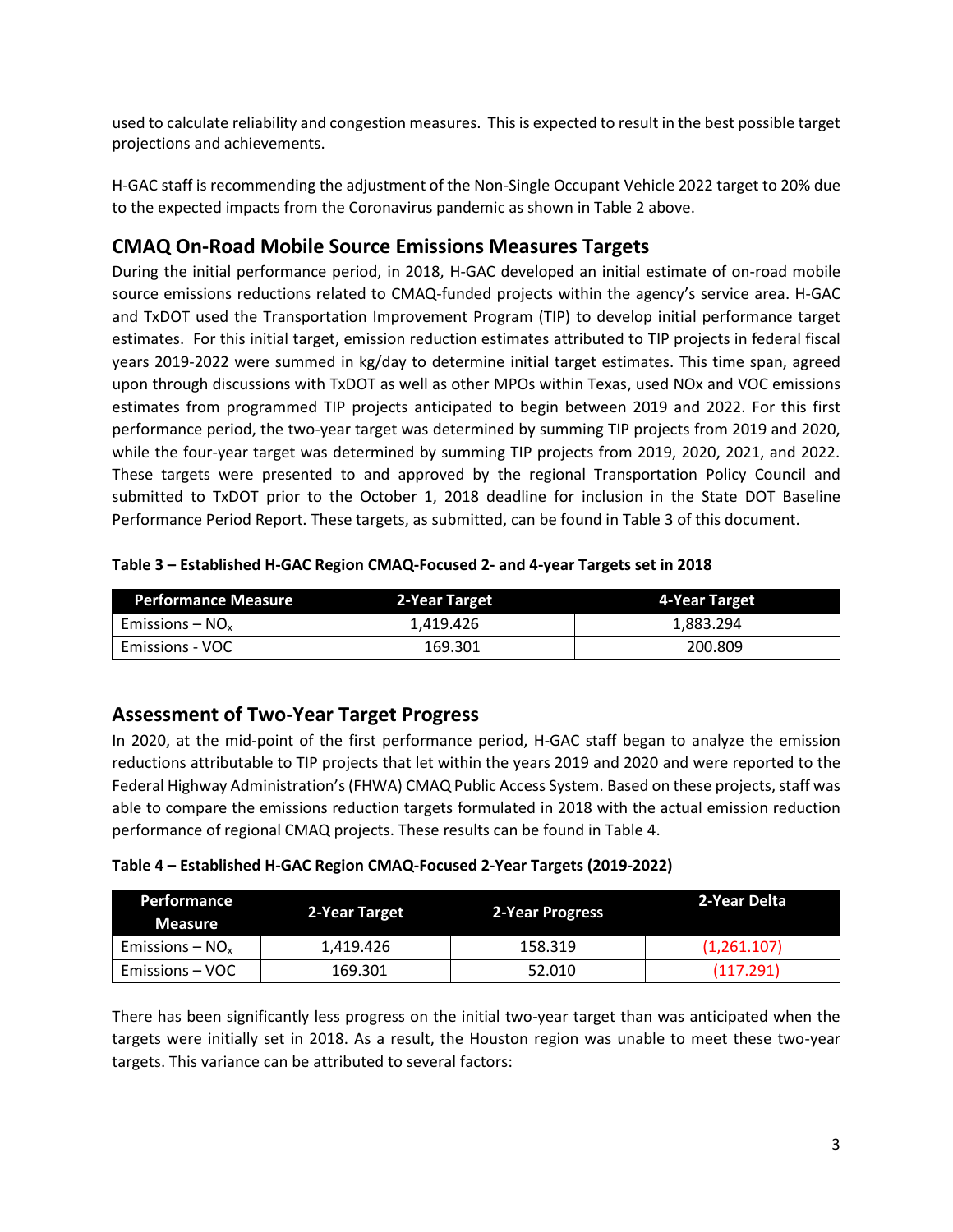used to calculate reliability and congestion measures. This is expected to result in the best possible target projections and achievements.

H-GAC staff is recommending the adjustment of the Non-Single Occupant Vehicle 2022 target to 20% due to the expected impacts from the Coronavirus pandemic as shown in Table 2 above.

## CMAQ On-Road Mobile Source Emissions Measures Targets

During the initial performance period, in 2018, H-GAC developed an initial estimate of on-road mobile source emissions reductions related to CMAQ-funded projects within the agency's service area. H-GAC and TxDOT used the Transportation Improvement Program (TIP) to develop initial performance target estimates. For this initial target, emission reduction estimates attributed to TIP projects in federal fiscal years 2019-2022 were summed in kg/day to determine initial target estimates. This time span, agreed upon through discussions with TxDOT as well as other MPOs within Texas, used NOx and VOC emissions estimates from programmed TIP projects anticipated to begin between 2019 and 2022. For this first performance period, the two-year target was determined by summing TIP projects from 2019 and 2020, while the four-year target was determined by summing TIP projects from 2019, 2020, 2021, and 2022. These targets were presented to and approved by the regional Transportation Policy Council and submitted to TxDOT prior to the October 1, 2018 deadline for inclusion in the State DOT Baseline Performance Period Report. These targets, as submitted, can be found in Table 3 of this document.

**Table 3 – Established H-GAC Region CMAQ-Focused 2- and 4-year Targets set in 2018**

| Performance Measure | 2-Year Target | 4-Year Target |
|---|---|---|
| Emissions – $NO_x$ | 1,419.426 | 1,883.294 |
| Emissions - VOC | 169.301 | 200.809 |

## Assessment of Two-Year Target Progress

In 2020, at the mid-point of the first performance period, H-GAC staff began to analyze the emission reductions attributable to TIP projects that let within the years 2019 and 2020 and were reported to the Federal Highway Administration's (FHWA) CMAQ Public Access System. Based on these projects, staff was able to compare the emissions reduction targets formulated in 2018 with the actual emission reduction performance of regional CMAQ projects. These results can be found in Table 4.

**Table 4 – Established H-GAC Region CMAQ-Focused 2-Year Targets (2019-2022)**

| Performance Measure | 2-Year Target | 2-Year Progress | 2-Year Delta |
|---|---|---|---|
| Emissions – $NO_x$ | 1,419.426 | 158.319 | (1,261.107) |
| Emissions – VOC | 169.301 | 52.010 | (117.291) |

There has been significantly less progress on the initial two-year target than was anticipated when the targets were initially set in 2018. As a result, the Houston region was unable to meet these two-year targets. This variance can be attributed to several factors: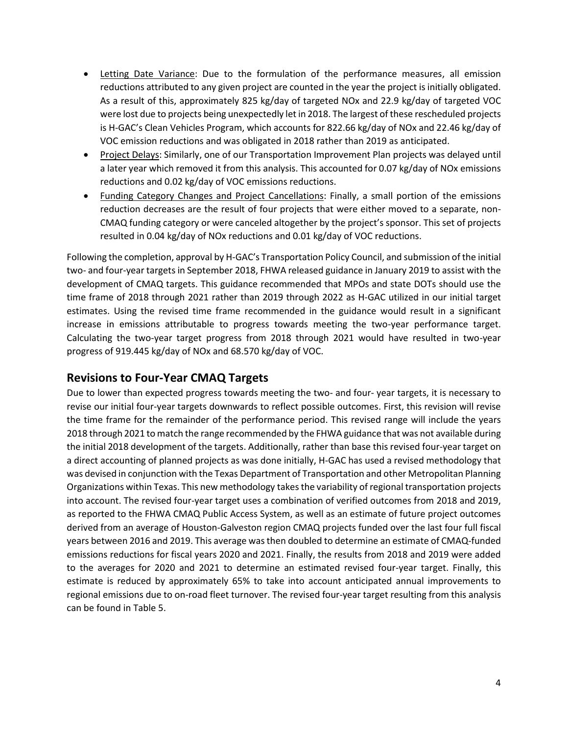- Letting Date Variance: Due to the formulation of the performance measures, all emission reductions attributed to any given project are counted in the year the project is initially obligated. As a result of this, approximately 825 kg/day of targeted NOx and 22.9 kg/day of targeted VOC were lost due to projects being unexpectedly let in 2018. The largest of these rescheduled projects is H-GAC's Clean Vehicles Program, which accounts for 822.66 kg/day of NOx and 22.46 kg/day of VOC emission reductions and was obligated in 2018 rather than 2019 as anticipated.
- Project Delays: Similarly, one of our Transportation Improvement Plan projects was delayed until a later year which removed it from this analysis. This accounted for 0.07 kg/day of NOx emissions reductions and 0.02 kg/day of VOC emissions reductions.
- Funding Category Changes and Project Cancellations: Finally, a small portion of the emissions reduction decreases are the result of four projects that were either moved to a separate, non-CMAQ funding category or were canceled altogether by the project's sponsor. This set of projects resulted in 0.04 kg/day of NOx reductions and 0.01 kg/day of VOC reductions.

Following the completion, approval by H-GAC's Transportation Policy Council, and submission of the initial two- and four-year targets in September 2018, FHWA released guidance in January 2019 to assist with the development of CMAQ targets. This guidance recommended that MPOs and state DOTs should use the time frame of 2018 through 2021 rather than 2019 through 2022 as H-GAC utilized in our initial target estimates. Using the revised time frame recommended in the guidance would result in a significant increase in emissions attributable to progress towards meeting the two-year performance target. Calculating the two-year target progress from 2018 through 2021 would have resulted in two-year progress of 919.445 kg/day of NOx and 68.570 kg/day of VOC.

## Revisions to Four-Year CMAQ Targets

Due to lower than expected progress towards meeting the two- and four- year targets, it is necessary to revise our initial four-year targets downwards to reflect possible outcomes. First, this revision will revise the time frame for the remainder of the performance period. This revised range will include the years 2018 through 2021 to match the range recommended by the FHWA guidance that was not available during the initial 2018 development of the targets. Additionally, rather than base this revised four-year target on a direct accounting of planned projects as was done initially, H-GAC has used a revised methodology that was devised in conjunction with the Texas Department of Transportation and other Metropolitan Planning Organizations within Texas. This new methodology takes the variability of regional transportation projects into account. The revised four-year target uses a combination of verified outcomes from 2018 and 2019, as reported to the FHWA CMAQ Public Access System, as well as an estimate of future project outcomes derived from an average of Houston-Galveston region CMAQ projects funded over the last four full fiscal years between 2016 and 2019. This average was then doubled to determine an estimate of CMAQ-funded emissions reductions for fiscal years 2020 and 2021. Finally, the results from 2018 and 2019 were added to the averages for 2020 and 2021 to determine an estimated revised four-year target. Finally, this estimate is reduced by approximately 65% to take into account anticipated annual improvements to regional emissions due to on-road fleet turnover. The revised four-year target resulting from this analysis can be found in Table 5.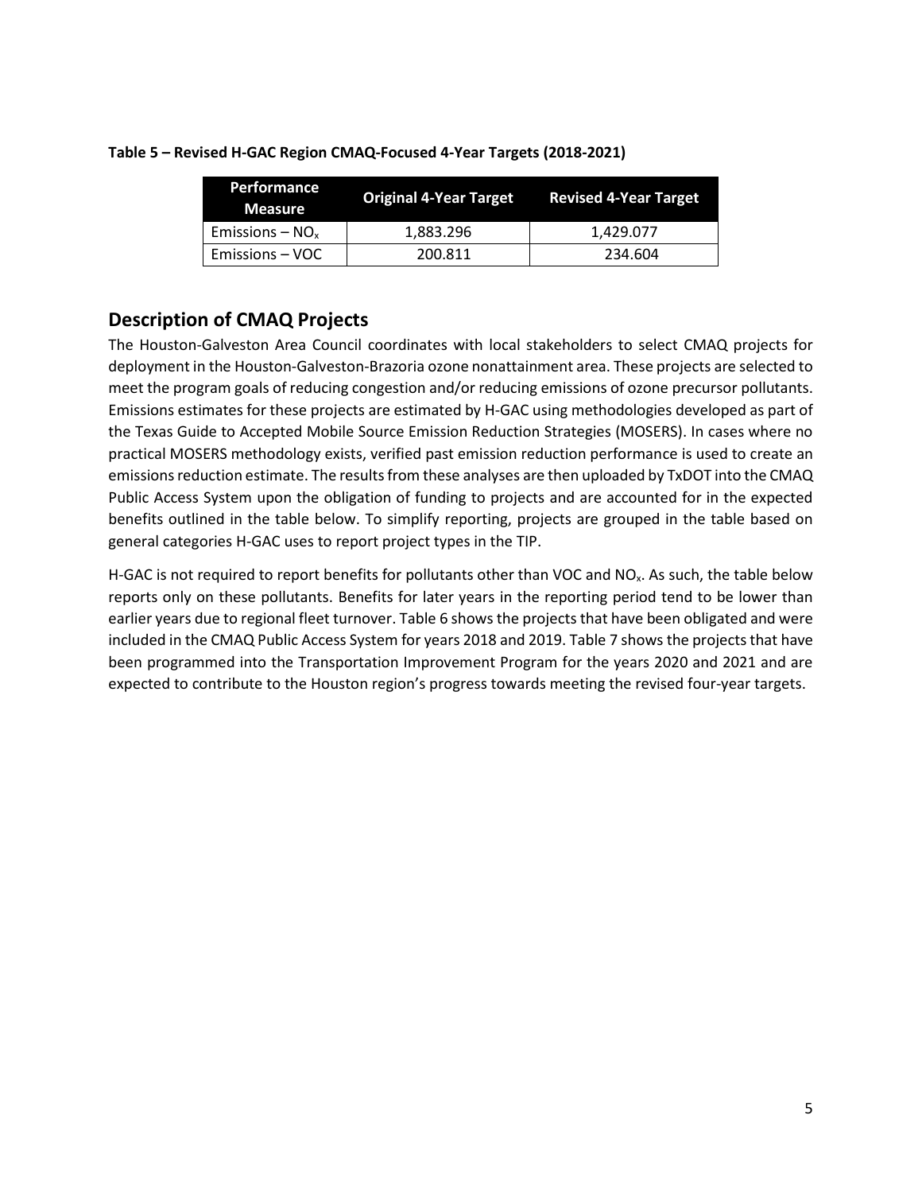**Table 5 – Revised H-GAC Region CMAQ-Focused 4-Year Targets (2018-2021)**

| Performance Measure | Original 4-Year Target | Revised 4-Year Target |
|---|---|---|
| Emissions – $NO_x$ | 1,883.296 | 1,429.077 |
| Emissions – VOC | 200.811 | 234.604 |

## Description of CMAQ Projects

The Houston-Galveston Area Council coordinates with local stakeholders to select CMAQ projects for deployment in the Houston-Galveston-Brazoria ozone nonattainment area. These projects are selected to meet the program goals of reducing congestion and/or reducing emissions of ozone precursor pollutants. Emissions estimates for these projects are estimated by H-GAC using methodologies developed as part of the Texas Guide to Accepted Mobile Source Emission Reduction Strategies (MOSERS). In cases where no practical MOSERS methodology exists, verified past emission reduction performance is used to create an emissions reduction estimate. The results from these analyses are then uploaded by TxDOT into the CMAQ Public Access System upon the obligation of funding to projects and are accounted for in the expected benefits outlined in the table below. To simplify reporting, projects are grouped in the table based on general categories H-GAC uses to report project types in the TIP.

H-GAC is not required to report benefits for pollutants other than VOC and $NO_x$. As such, the table below reports only on these pollutants. Benefits for later years in the reporting period tend to be lower than earlier years due to regional fleet turnover. Table 6 shows the projects that have been obligated and were included in the CMAQ Public Access System for years 2018 and 2019. Table 7 shows the projects that have been programmed into the Transportation Improvement Program for the years 2020 and 2021 and are expected to contribute to the Houston region's progress towards meeting the revised four-year targets.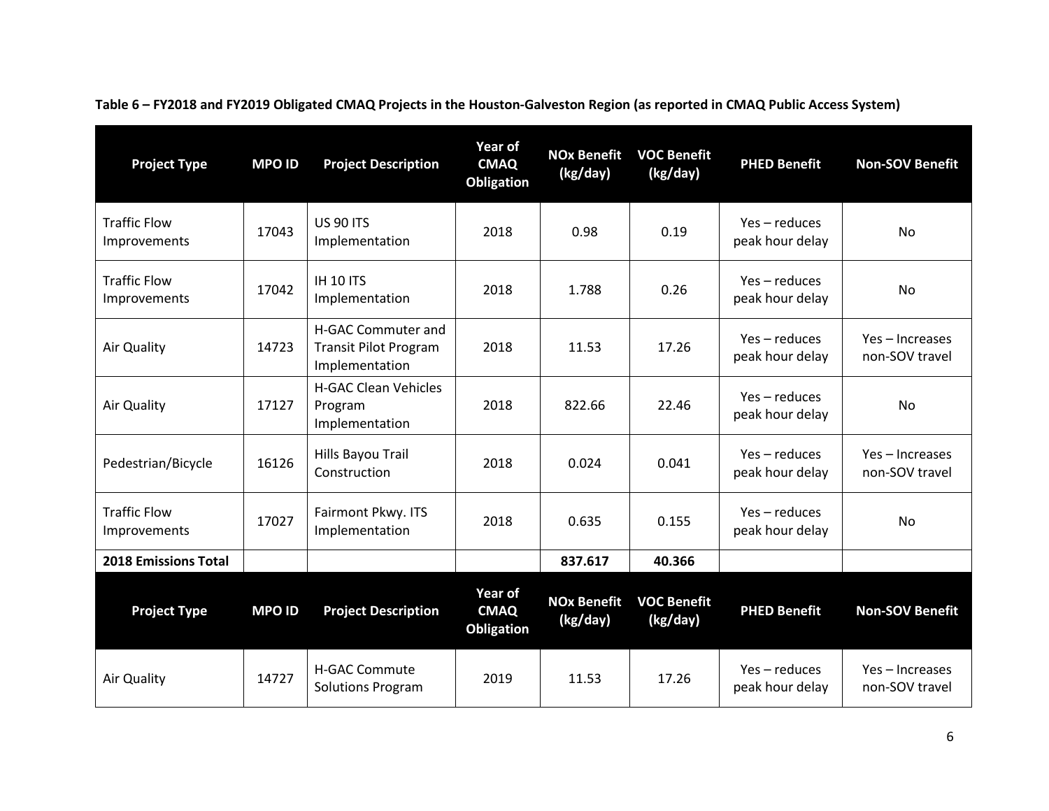**Table 6 – FY2018 and FY2019 Obligated CMAQ Projects in the Houston-Galveston Region (as reported in CMAQ Public Access System)**

| Project Type | MPO ID | Project Description | Year of CMAQ Obligation | NOx Benefit (kg/day) | VOC Benefit (kg/day) | PHED Benefit | Non-SOV Benefit |
|---|---|---|---|---|---|---|---|
| Traffic Flow Improvements | 17043 | US 90 ITS Implementation | 2018 | 0.98 | 0.19 | Yes – reduces peak hour delay | No |
| Traffic Flow Improvements | 17042 | IH 10 ITS Implementation | 2018 | 1.788 | 0.26 | Yes – reduces peak hour delay | No |
| Air Quality | 14723 | H-GAC Commuter and Transit Pilot Program Implementation | 2018 | 11.53 | 17.26 | Yes – reduces peak hour delay | Yes – Increases non-SOV travel |
| Air Quality | 17127 | H-GAC Clean Vehicles Program Implementation | 2018 | 822.66 | 22.46 | Yes – reduces peak hour delay | No |
| Pedestrian/Bicycle | 16126 | Hills Bayou Trail Construction | 2018 | 0.024 | 0.041 | Yes – reduces peak hour delay | Yes – Increases non-SOV travel |
| Traffic Flow Improvements | 17027 | Fairmont Pkwy. ITS Implementation | 2018 | 0.635 | 0.155 | Yes – reduces peak hour delay | No |
| **2018 Emissions Total** | | | | **837.617** | **40.366** | | |
| **Project Type** | **MPO ID** | **Project Description** | **Year of CMAQ Obligation** | **NOx Benefit (kg/day)** | **VOC Benefit (kg/day)** | **PHED Benefit** | **Non-SOV Benefit** |
| Air Quality | 14727 | H-GAC Commute Solutions Program | 2019 | 11.53 | 17.26 | Yes – reduces peak hour delay | Yes – Increases non-SOV travel |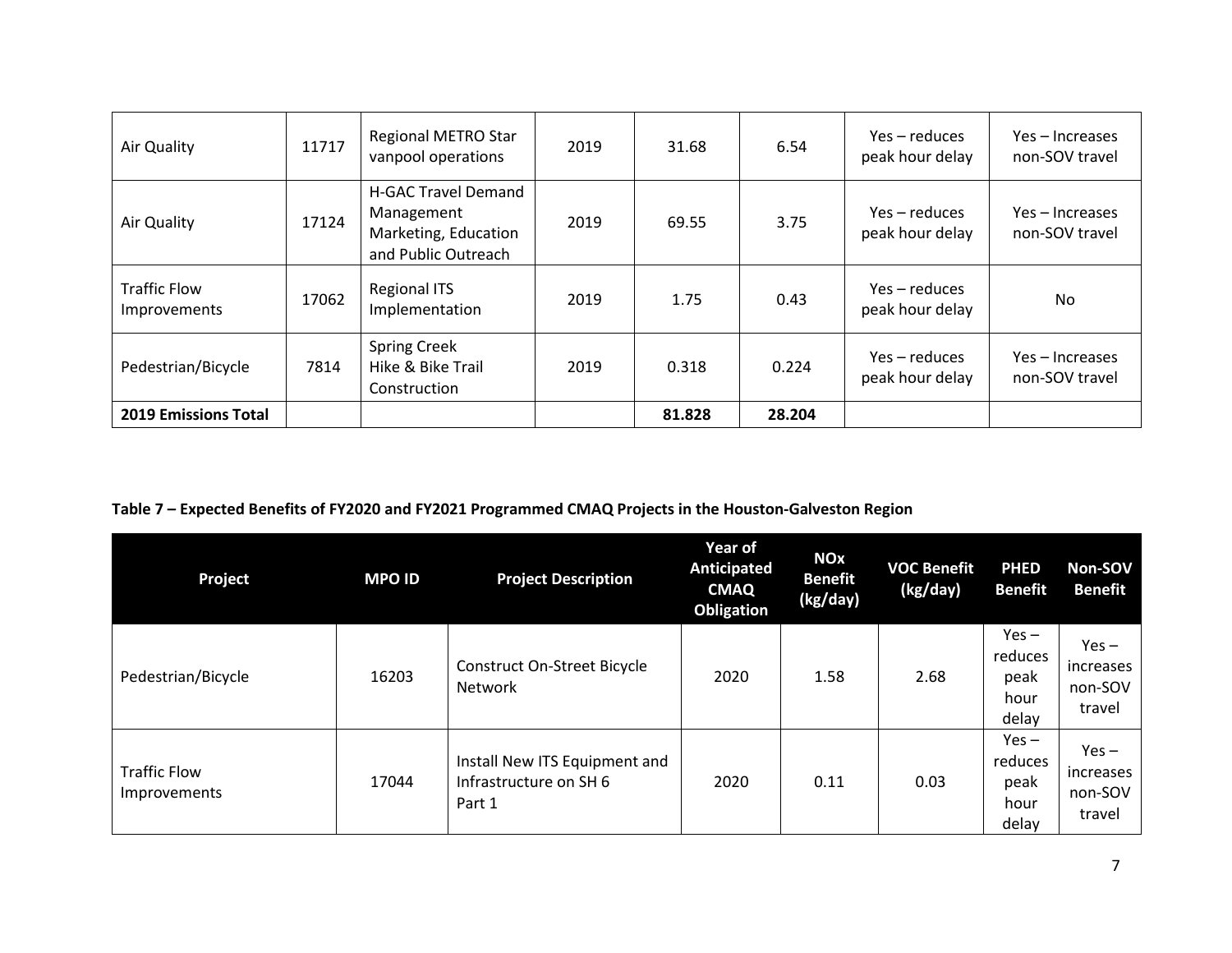| | | | | | | | |
|---|---|---|---|---|---|---|---|
| Air Quality | 11717 | Regional METRO Star vanpool operations | 2019 | 31.68 | 6.54 | Yes – reduces peak hour delay | Yes – Increases non-SOV travel |
| Air Quality | 17124 | H-GAC Travel Demand Management Marketing, Education and Public Outreach | 2019 | 69.55 | 3.75 | Yes – reduces peak hour delay | Yes – Increases non-SOV travel |
| Traffic Flow Improvements | 17062 | Regional ITS Implementation | 2019 | 1.75 | 0.43 | Yes – reduces peak hour delay | No |
| Pedestrian/Bicycle | 7814 | Spring Creek Hike & Bike Trail Construction | 2019 | 0.318 | 0.224 | Yes – reduces peak hour delay | Yes – Increases non-SOV travel |
| **2019 Emissions Total** | | | | **81.828** | **28.204** | | |

**Table 7 – Expected Benefits of FY2020 and FY2021 Programmed CMAQ Projects in the Houston-Galveston Region**

| Project | MPO ID | Project Description | Year of Anticipated CMAQ Obligation | NOx Benefit (kg/day) | VOC Benefit (kg/day) | PHED Benefit | Non-SOV Benefit |
|---|---|---|---|---|---|---|---|
| Pedestrian/Bicycle | 16203 | Construct On-Street Bicycle Network | 2020 | 1.58 | 2.68 | Yes – reduces peak hour delay | Yes – increases non-SOV travel |
| Traffic Flow Improvements | 17044 | Install New ITS Equipment and Infrastructure on SH 6 Part 1 | 2020 | 0.11 | 0.03 | Yes – reduces peak hour delay | Yes – increases non-SOV travel |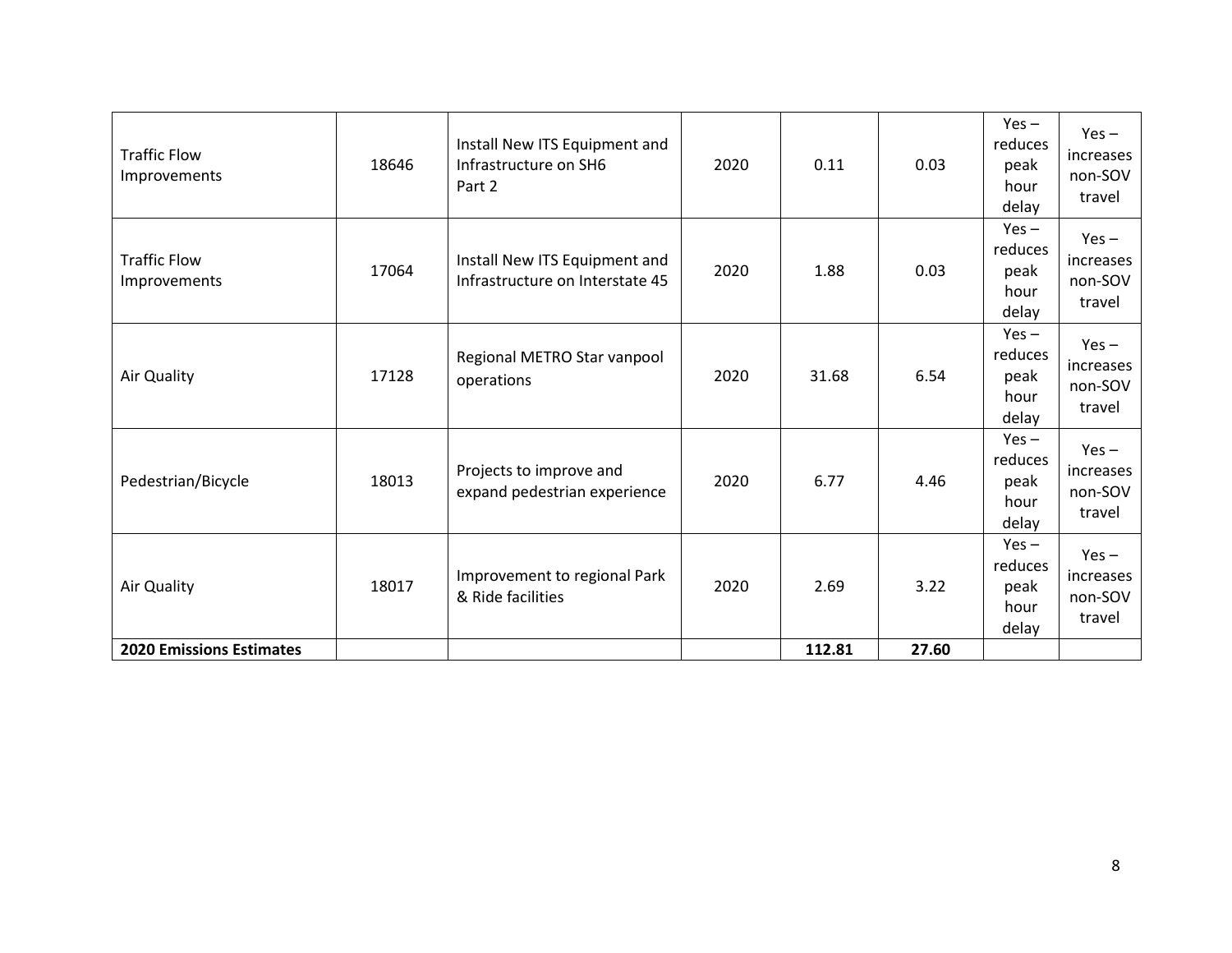| Traffic Flow Improvements | 18646 | Install New ITS Equipment and Infrastructure on SH6 Part 2 | 2020 | 0.11 | 0.03 | Yes – reduces peak hour delay | Yes – increases non-SOV travel |
|---|---|---|---|---|---|---|---|
| Traffic Flow Improvements | 17064 | Install New ITS Equipment and Infrastructure on Interstate 45 | 2020 | 1.88 | 0.03 | Yes – reduces peak hour delay | Yes – increases non-SOV travel |
| Air Quality | 17128 | Regional METRO Star vanpool operations | 2020 | 31.68 | 6.54 | Yes – reduces peak hour delay | Yes – increases non-SOV travel |
| Pedestrian/Bicycle | 18013 | Projects to improve and expand pedestrian experience | 2020 | 6.77 | 4.46 | Yes – reduces peak hour delay | Yes – increases non-SOV travel |
| Air Quality | 18017 | Improvement to regional Park & Ride facilities | 2020 | 2.69 | 3.22 | Yes – reduces peak hour delay | Yes – increases non-SOV travel |
| **2020 Emissions Estimates** | | | | **112.81** | **27.60** | | |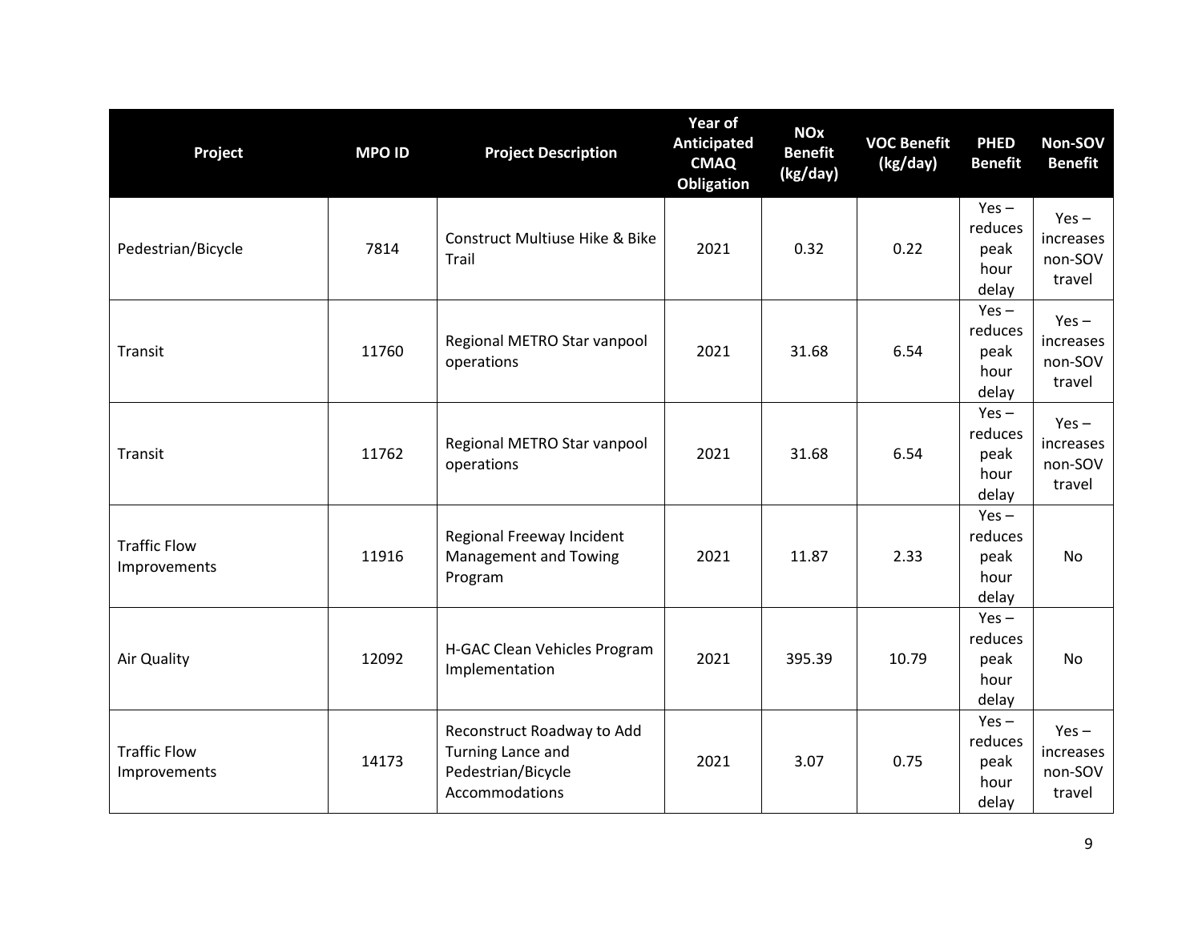| Project | MPO ID | Project Description | Year of Anticipated CMAQ Obligation | NOx Benefit (kg/day) | VOC Benefit (kg/day) | PHED Benefit | Non-SOV Benefit |
|---|---|---|---|---|---|---|---|
| Pedestrian/Bicycle | 7814 | Construct Multiuse Hike & Bike Trail | 2021 | 0.32 | 0.22 | Yes – reduces peak hour delay | Yes – increases non-SOV travel |
| Transit | 11760 | Regional METRO Star vanpool operations | 2021 | 31.68 | 6.54 | Yes – reduces peak hour delay | Yes – increases non-SOV travel |
| Transit | 11762 | Regional METRO Star vanpool operations | 2021 | 31.68 | 6.54 | Yes – reduces peak hour delay | Yes – increases non-SOV travel |
| Traffic Flow Improvements | 11916 | Regional Freeway Incident Management and Towing Program | 2021 | 11.87 | 2.33 | Yes – reduces peak hour delay | No |
| Air Quality | 12092 | H-GAC Clean Vehicles Program Implementation | 2021 | 395.39 | 10.79 | Yes – reduces peak hour delay | No |
| Traffic Flow Improvements | 14173 | Reconstruct Roadway to Add Turning Lance and Pedestrian/Bicycle Accommodations | 2021 | 3.07 | 0.75 | Yes – reduces peak hour delay | Yes – increases non-SOV travel |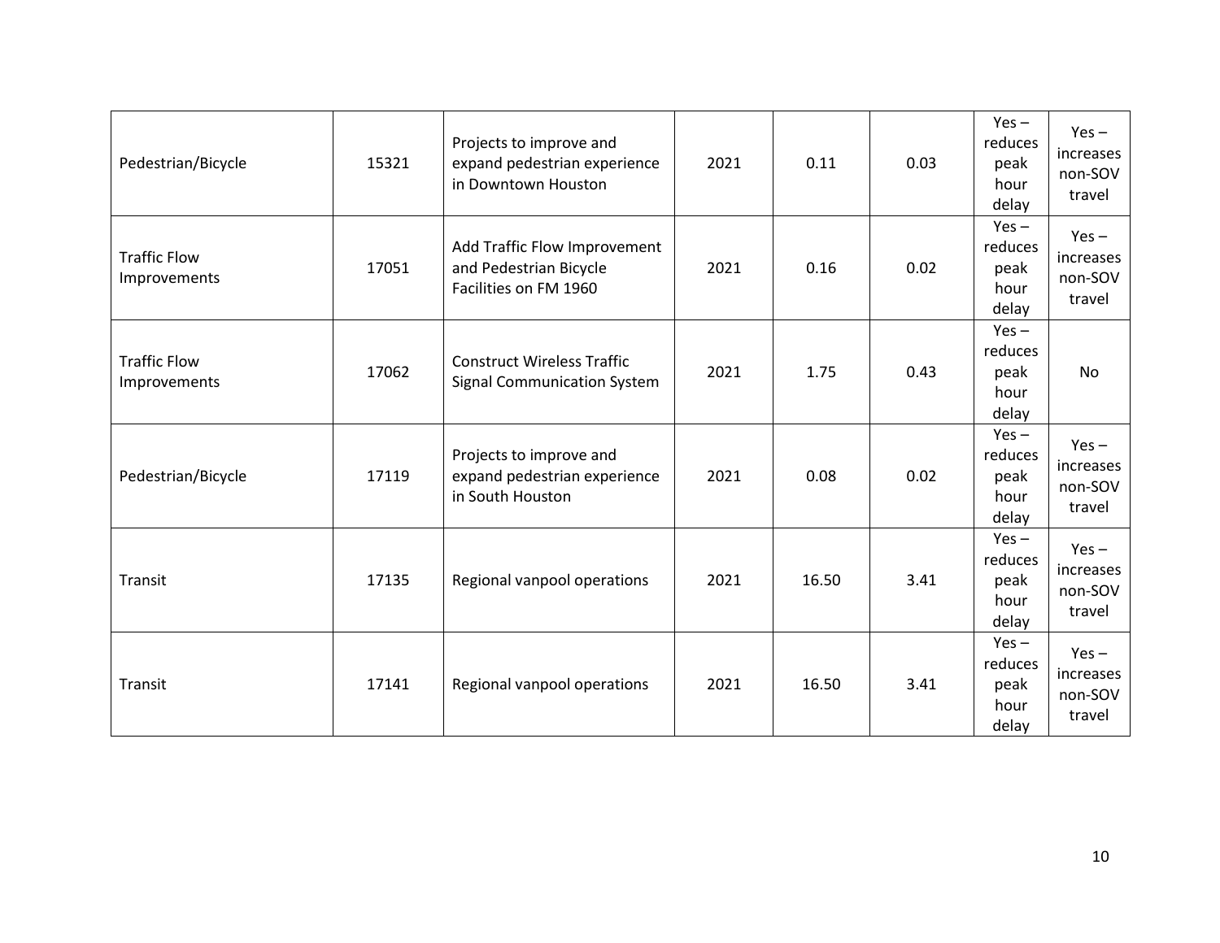| | | | | | | | |
|---|---|---|---|---|---|---|---|
| Pedestrian/Bicycle | 15321 | Projects to improve and expand pedestrian experience in Downtown Houston | 2021 | 0.11 | 0.03 | Yes – reduces peak hour delay | Yes – increases non-SOV travel |
| Traffic Flow Improvements | 17051 | Add Traffic Flow Improvement and Pedestrian Bicycle Facilities on FM 1960 | 2021 | 0.16 | 0.02 | Yes – reduces peak hour delay | Yes – increases non-SOV travel |
| Traffic Flow Improvements | 17062 | Construct Wireless Traffic Signal Communication System | 2021 | 1.75 | 0.43 | Yes – reduces peak hour delay | No |
| Pedestrian/Bicycle | 17119 | Projects to improve and expand pedestrian experience in South Houston | 2021 | 0.08 | 0.02 | Yes – reduces peak hour delay | Yes – increases non-SOV travel |
| Transit | 17135 | Regional vanpool operations | 2021 | 16.50 | 3.41 | Yes – reduces peak hour delay | Yes – increases non-SOV travel |
| Transit | 17141 | Regional vanpool operations | 2021 | 16.50 | 3.41 | Yes – reduces peak hour delay | Yes – increases non-SOV travel |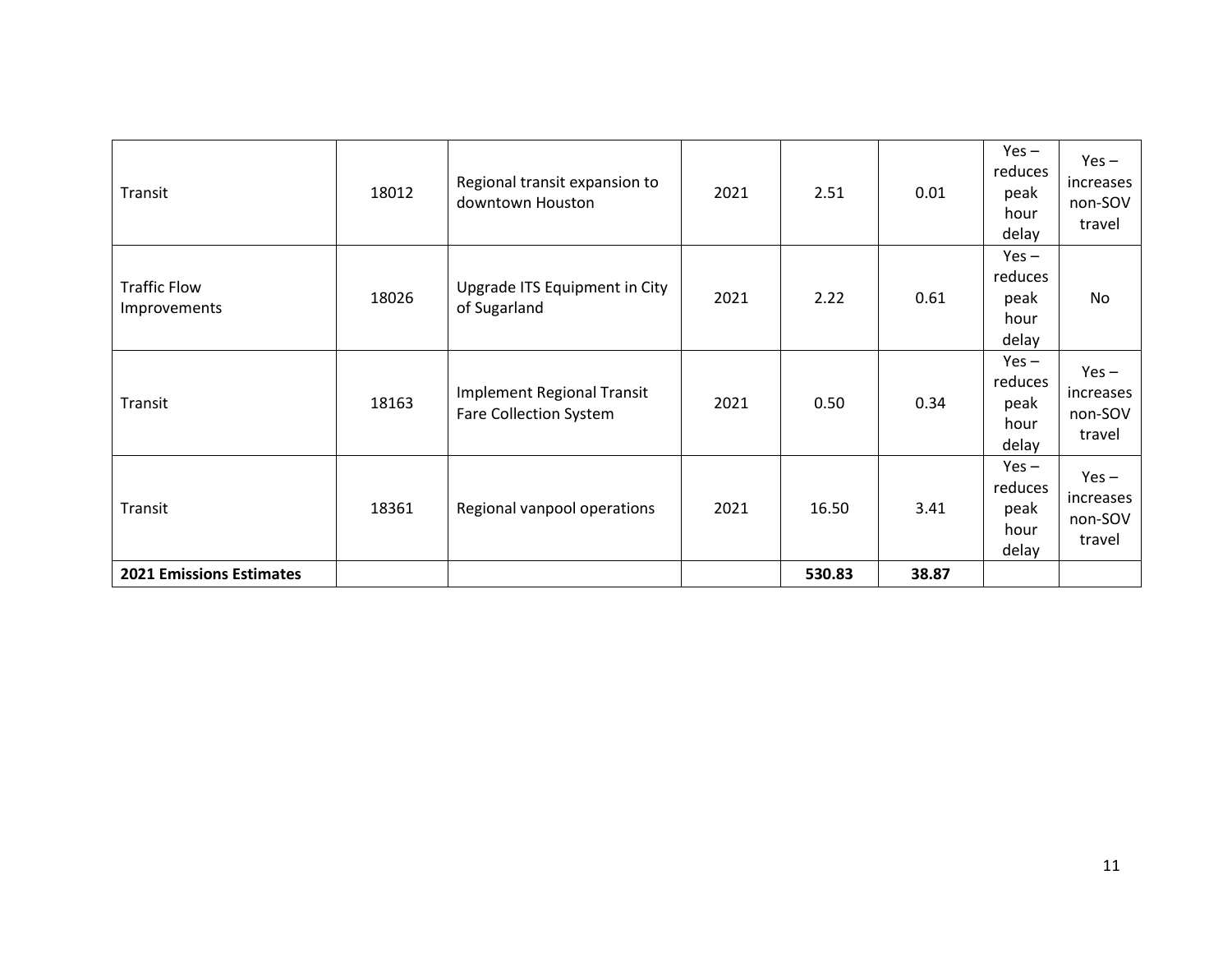| | | | | | | | |
|---|---|---|---|---|---|---|---|
| Transit | 18012 | Regional transit expansion to downtown Houston | 2021 | 2.51 | 0.01 | Yes – reduces peak hour delay | Yes – increases non-SOV travel |
| Traffic Flow Improvements | 18026 | Upgrade ITS Equipment in City of Sugarland | 2021 | 2.22 | 0.61 | Yes – reduces peak hour delay | No |
| Transit | 18163 | Implement Regional Transit Fare Collection System | 2021 | 0.50 | 0.34 | Yes – reduces peak hour delay | Yes – increases non-SOV travel |
| Transit | 18361 | Regional vanpool operations | 2021 | 16.50 | 3.41 | Yes – reduces peak hour delay | Yes – increases non-SOV travel |
| **2021 Emissions Estimates** | | | | **530.83** | **38.87** | | |